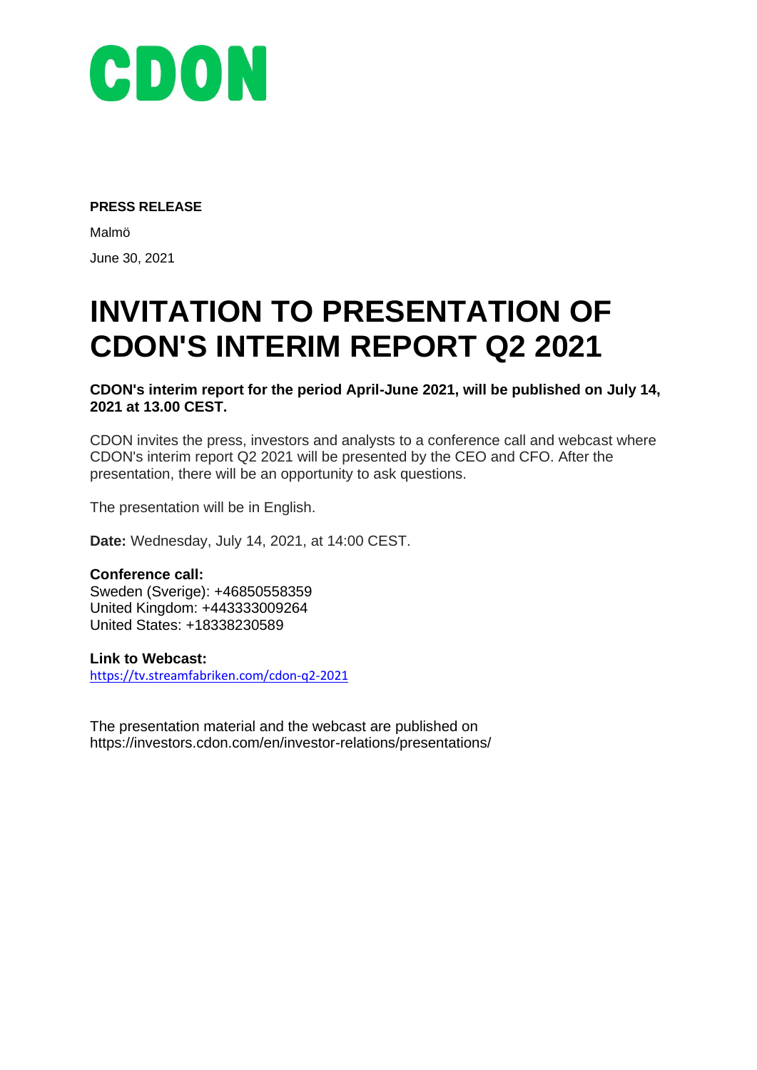CDON

**PRESS RELEASE**

Malmö

June 30, 2021

# INVITATION TO PRESENTATION OF CDON'S INTERIM REPORT Q2 2021

**CDON's interim report for the period April-June 2021, will be published on July 14, 2021 at 13.00 CEST.**

CDON invites the press, investors and analysts to a conference call and webcast where CDON's interim report Q2 2021 will be presented by the CEO and CFO. After the presentation, there will be an opportunity to ask questions.

The presentation will be in English.

**Date:** Wednesday, July 14, 2021, at 14:00 CEST.

**Conference call:**
Sweden (Sverige): +46850558359
United Kingdom: +443333009264
United States: +18338230589

**Link to Webcast:**
https://tv.streamfabriken.com/cdon-q2-2021

The presentation material and the webcast are published on
https://investors.cdon.com/en/investor-relations/presentations/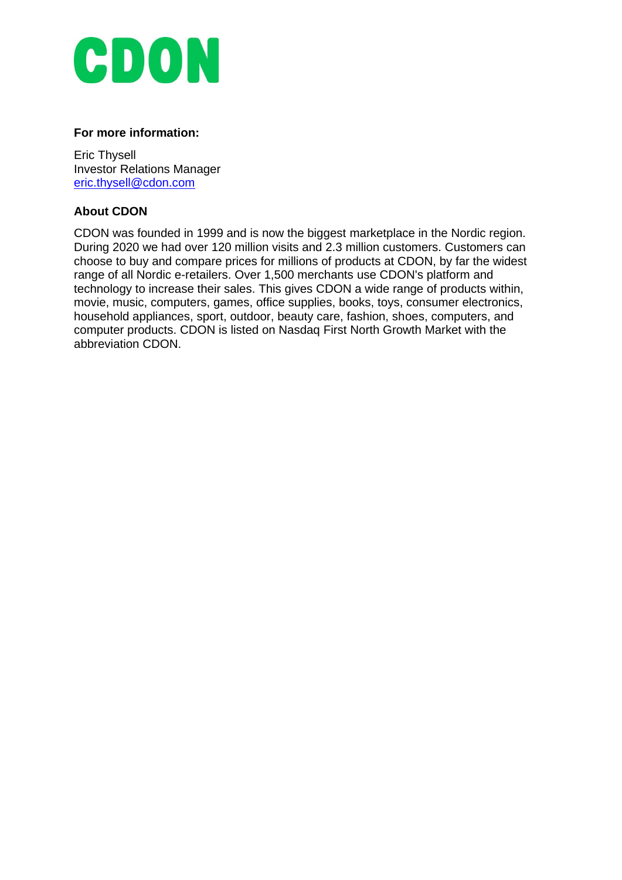**CDON**

**For more information:**

Eric Thysell  
Investor Relations Manager  
eric.thysell@cdon.com

**About CDON**

CDON was founded in 1999 and is now the biggest marketplace in the Nordic region. During 2020 we had over 120 million visits and 2.3 million customers. Customers can choose to buy and compare prices for millions of products at CDON, by far the widest range of all Nordic e-retailers. Over 1,500 merchants use CDON's platform and technology to increase their sales. This gives CDON a wide range of products within, movie, music, computers, games, office supplies, books, toys, consumer electronics, household appliances, sport, outdoor, beauty care, fashion, shoes, computers, and computer products. CDON is listed on Nasdaq First North Growth Market with the abbreviation CDON.